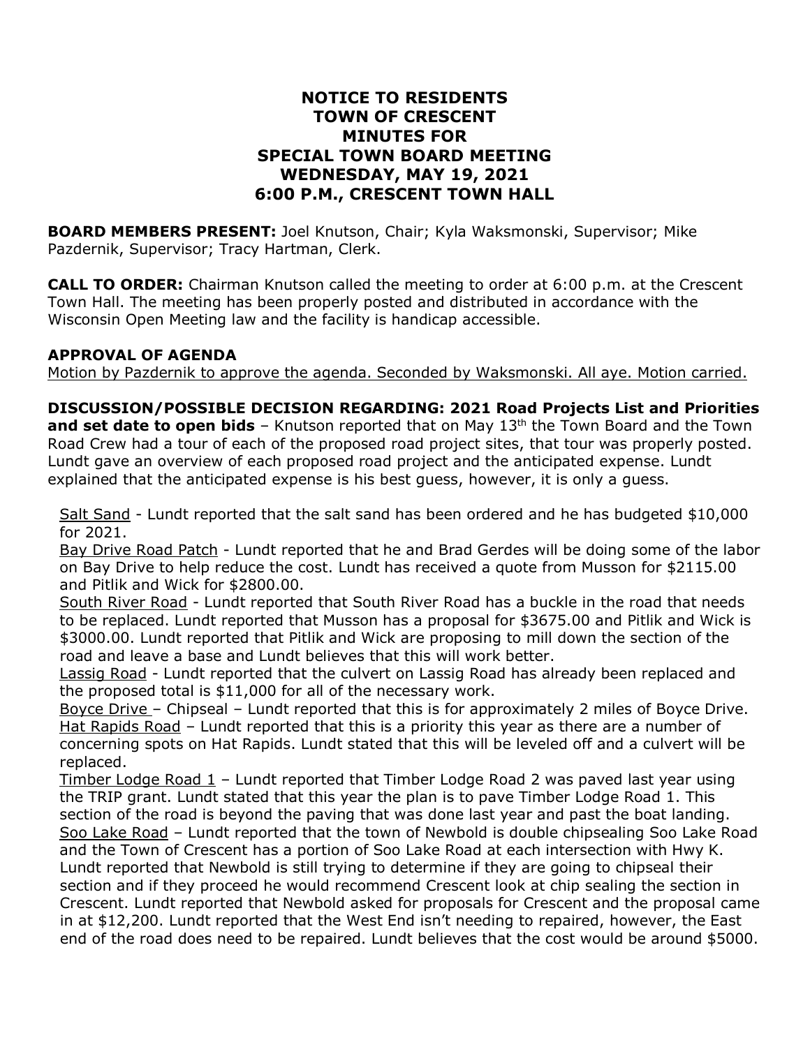# NOTICE TO RESIDENTS
# TOWN OF CRESCENT
# MINUTES FOR
# SPECIAL TOWN BOARD MEETING
# WEDNESDAY, MAY 19, 2021
# 6:00 P.M., CRESCENT TOWN HALL

**BOARD MEMBERS PRESENT:** Joel Knutson, Chair; Kyla Waksmonski, Supervisor; Mike Pazdernik, Supervisor; Tracy Hartman, Clerk.

**CALL TO ORDER:** Chairman Knutson called the meeting to order at 6:00 p.m. at the Crescent Town Hall. The meeting has been properly posted and distributed in accordance with the Wisconsin Open Meeting law and the facility is handicap accessible.

**APPROVAL OF AGENDA**

<u>Motion by Pazdernik to approve the agenda. Seconded by Waksmonski. All aye. Motion carried.</u>

**DISCUSSION/POSSIBLE DECISION REGARDING: 2021 Road Projects List and Priorities and set date to open bids** – Knutson reported that on May 13th the Town Board and the Town Road Crew had a tour of each of the proposed road project sites, that tour was properly posted. Lundt gave an overview of each proposed road project and the anticipated expense. Lundt explained that the anticipated expense is his best guess, however, it is only a guess.

<u>Salt Sand</u> - Lundt reported that the salt sand has been ordered and he has budgeted $10,000 for 2021.

<u>Bay Drive Road Patch</u> - Lundt reported that he and Brad Gerdes will be doing some of the labor on Bay Drive to help reduce the cost. Lundt has received a quote from Musson for $2115.00 and Pitlik and Wick for $2800.00.

<u>South River Road</u> - Lundt reported that South River Road has a buckle in the road that needs to be replaced. Lundt reported that Musson has a proposal for $3675.00 and Pitlik and Wick is $3000.00. Lundt reported that Pitlik and Wick are proposing to mill down the section of the road and leave a base and Lundt believes that this will work better.

<u>Lassig Road</u> - Lundt reported that the culvert on Lassig Road has already been replaced and the proposed total is $11,000 for all of the necessary work.

<u>Boyce Drive</u> – Chipseal – Lundt reported that this is for approximately 2 miles of Boyce Drive.

<u>Hat Rapids Road</u> – Lundt reported that this is a priority this year as there are a number of concerning spots on Hat Rapids. Lundt stated that this will be leveled off and a culvert will be replaced.

<u>Timber Lodge Road 1</u> – Lundt reported that Timber Lodge Road 2 was paved last year using the TRIP grant. Lundt stated that this year the plan is to pave Timber Lodge Road 1. This section of the road is beyond the paving that was done last year and past the boat landing.

<u>Soo Lake Road</u> – Lundt reported that the town of Newbold is double chipsealing Soo Lake Road and the Town of Crescent has a portion of Soo Lake Road at each intersection with Hwy K. Lundt reported that Newbold is still trying to determine if they are going to chipseal their section and if they proceed he would recommend Crescent look at chip sealing the section in Crescent. Lundt reported that Newbold asked for proposals for Crescent and the proposal came in at $12,200. Lundt reported that the West End isn't needing to repaired, however, the East end of the road does need to be repaired. Lundt believes that the cost would be around $5000.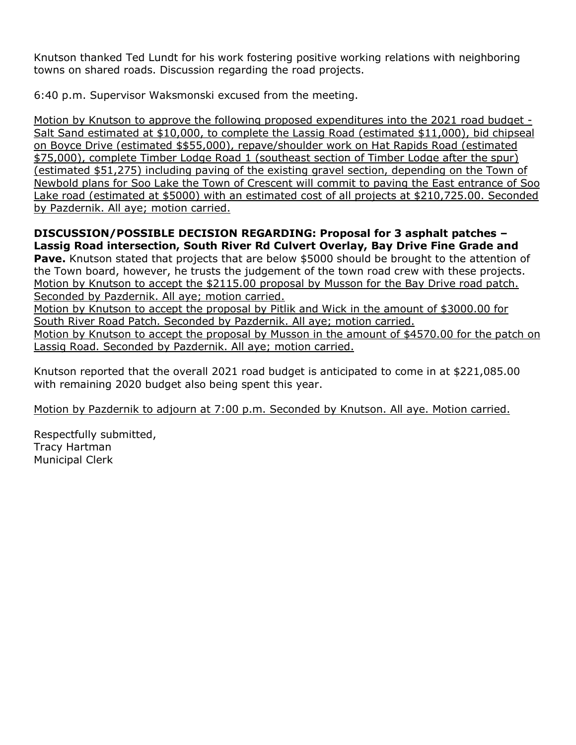Knutson thanked Ted Lundt for his work fostering positive working relations with neighboring towns on shared roads. Discussion regarding the road projects.

6:40 p.m. Supervisor Waksmonski excused from the meeting.

Motion by Knutson to approve the following proposed expenditures into the 2021 road budget - Salt Sand estimated at $10,000, to complete the Lassig Road (estimated $11,000), bid chipseal on Boyce Drive (estimated $$55,000), repave/shoulder work on Hat Rapids Road (estimated $75,000), complete Timber Lodge Road 1 (southeast section of Timber Lodge after the spur) (estimated $51,275) including paving of the existing gravel section, depending on the Town of Newbold plans for Soo Lake the Town of Crescent will commit to paving the East entrance of Soo Lake road (estimated at $5000) with an estimated cost of all projects at $210,725.00. Seconded by Pazdernik. All aye; motion carried.

**DISCUSSION/POSSIBLE DECISION REGARDING: Proposal for 3 asphalt patches – Lassig Road intersection, South River Rd Culvert Overlay, Bay Drive Fine Grade and Pave.** Knutson stated that projects that are below $5000 should be brought to the attention of the Town board, however, he trusts the judgement of the town road crew with these projects.
Motion by Knutson to accept the $2115.00 proposal by Musson for the Bay Drive road patch. Seconded by Pazdernik. All aye; motion carried.
Motion by Knutson to accept the proposal by Pitlik and Wick in the amount of $3000.00 for South River Road Patch. Seconded by Pazdernik. All aye; motion carried.
Motion by Knutson to accept the proposal by Musson in the amount of $4570.00 for the patch on Lassig Road. Seconded by Pazdernik. All aye; motion carried.

Knutson reported that the overall 2021 road budget is anticipated to come in at $221,085.00 with remaining 2020 budget also being spent this year.

Motion by Pazdernik to adjourn at 7:00 p.m. Seconded by Knutson. All aye. Motion carried.

Respectfully submitted,
Tracy Hartman
Municipal Clerk